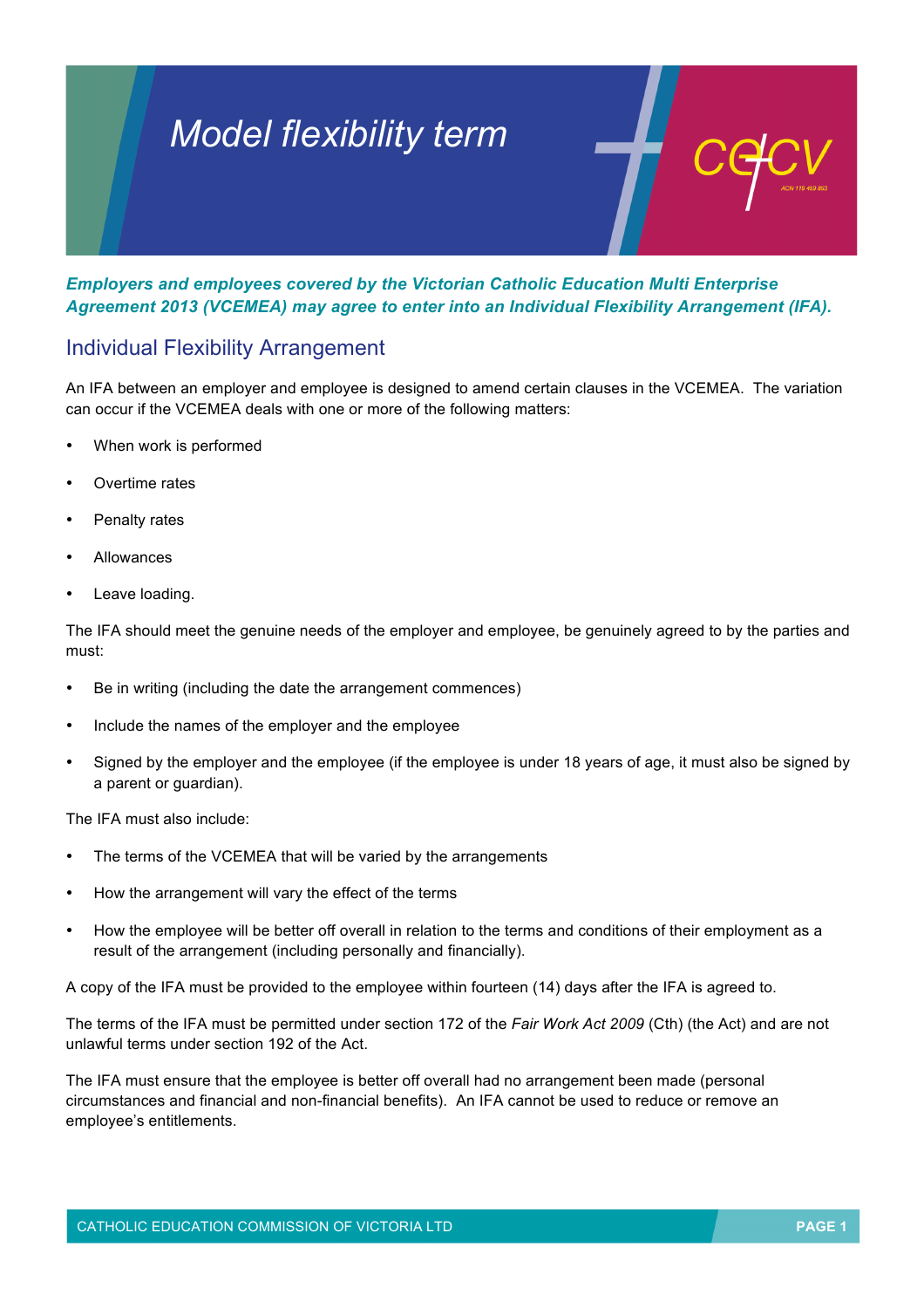# Model flexibility term

***Employers and employees covered by the Victorian Catholic Education Multi Enterprise Agreement 2013 (VCEMEA) may agree to enter into an Individual Flexibility Arrangement (IFA).***

## Individual Flexibility Arrangement

An IFA between an employer and employee is designed to amend certain clauses in the VCEMEA. The variation can occur if the VCEMEA deals with one or more of the following matters:

- When work is performed
- Overtime rates
- Penalty rates
- Allowances
- Leave loading.

The IFA should meet the genuine needs of the employer and employee, be genuinely agreed to by the parties and must:

- Be in writing (including the date the arrangement commences)
- Include the names of the employer and the employee
- Signed by the employer and the employee (if the employee is under 18 years of age, it must also be signed by a parent or guardian).

The IFA must also include:

- The terms of the VCEMEA that will be varied by the arrangements
- How the arrangement will vary the effect of the terms
- How the employee will be better off overall in relation to the terms and conditions of their employment as a result of the arrangement (including personally and financially).

A copy of the IFA must be provided to the employee within fourteen (14) days after the IFA is agreed to.

The terms of the IFA must be permitted under section 172 of the *Fair Work Act 2009* (Cth) (the Act) and are not unlawful terms under section 192 of the Act.

The IFA must ensure that the employee is better off overall had no arrangement been made (personal circumstances and financial and non-financial benefits). An IFA cannot be used to reduce or remove an employee's entitlements.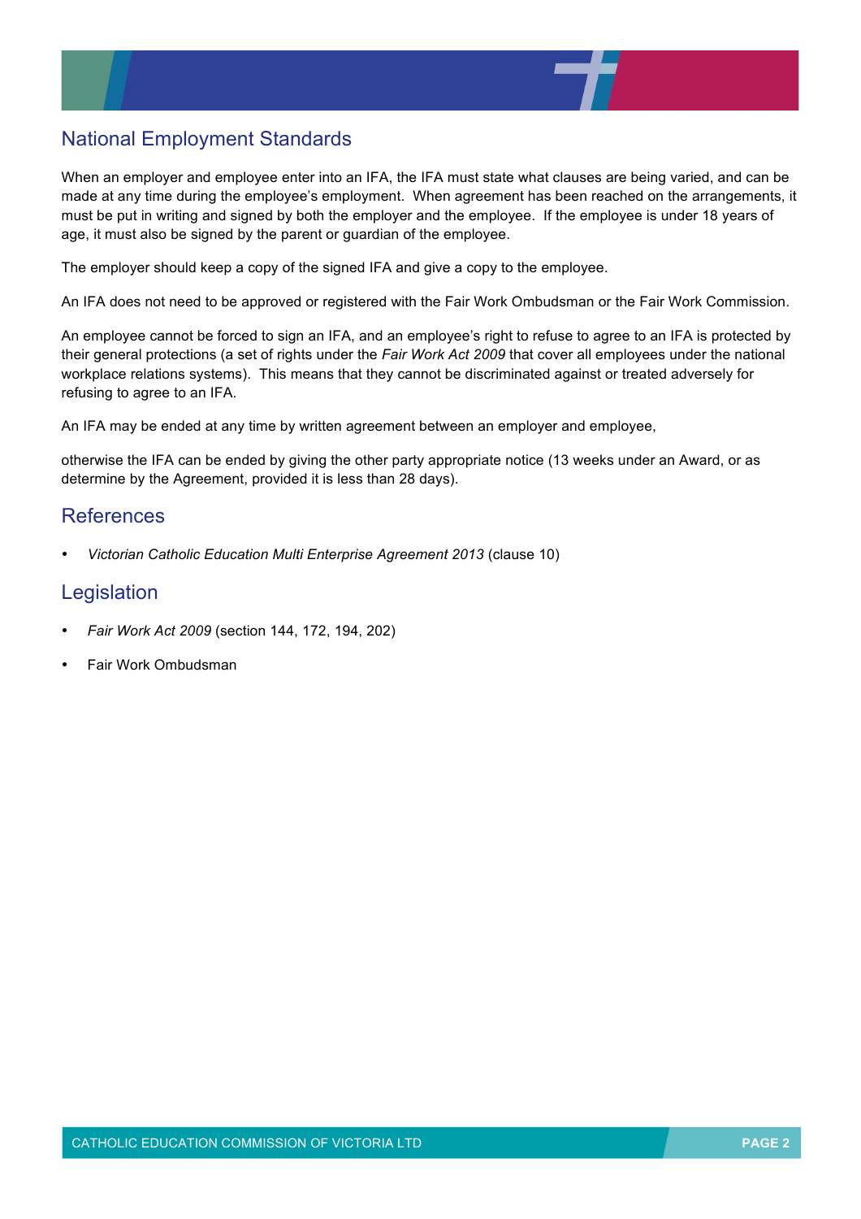## National Employment Standards

When an employer and employee enter into an IFA, the IFA must state what clauses are being varied, and can be made at any time during the employee's employment. When agreement has been reached on the arrangements, it must be put in writing and signed by both the employer and the employee. If the employee is under 18 years of age, it must also be signed by the parent or guardian of the employee.

The employer should keep a copy of the signed IFA and give a copy to the employee.

An IFA does not need to be approved or registered with the Fair Work Ombudsman or the Fair Work Commission.

An employee cannot be forced to sign an IFA, and an employee's right to refuse to agree to an IFA is protected by their general protections (a set of rights under the *Fair Work Act 2009* that cover all employees under the national workplace relations systems). This means that they cannot be discriminated against or treated adversely for refusing to agree to an IFA.

An IFA may be ended at any time by written agreement between an employer and employee,

otherwise the IFA can be ended by giving the other party appropriate notice (13 weeks under an Award, or as determine by the Agreement, provided it is less than 28 days).

## References

- *Victorian Catholic Education Multi Enterprise Agreement 2013* (clause 10)

## Legislation

- *Fair Work Act 2009* (section 144, 172, 194, 202)
- Fair Work Ombudsman